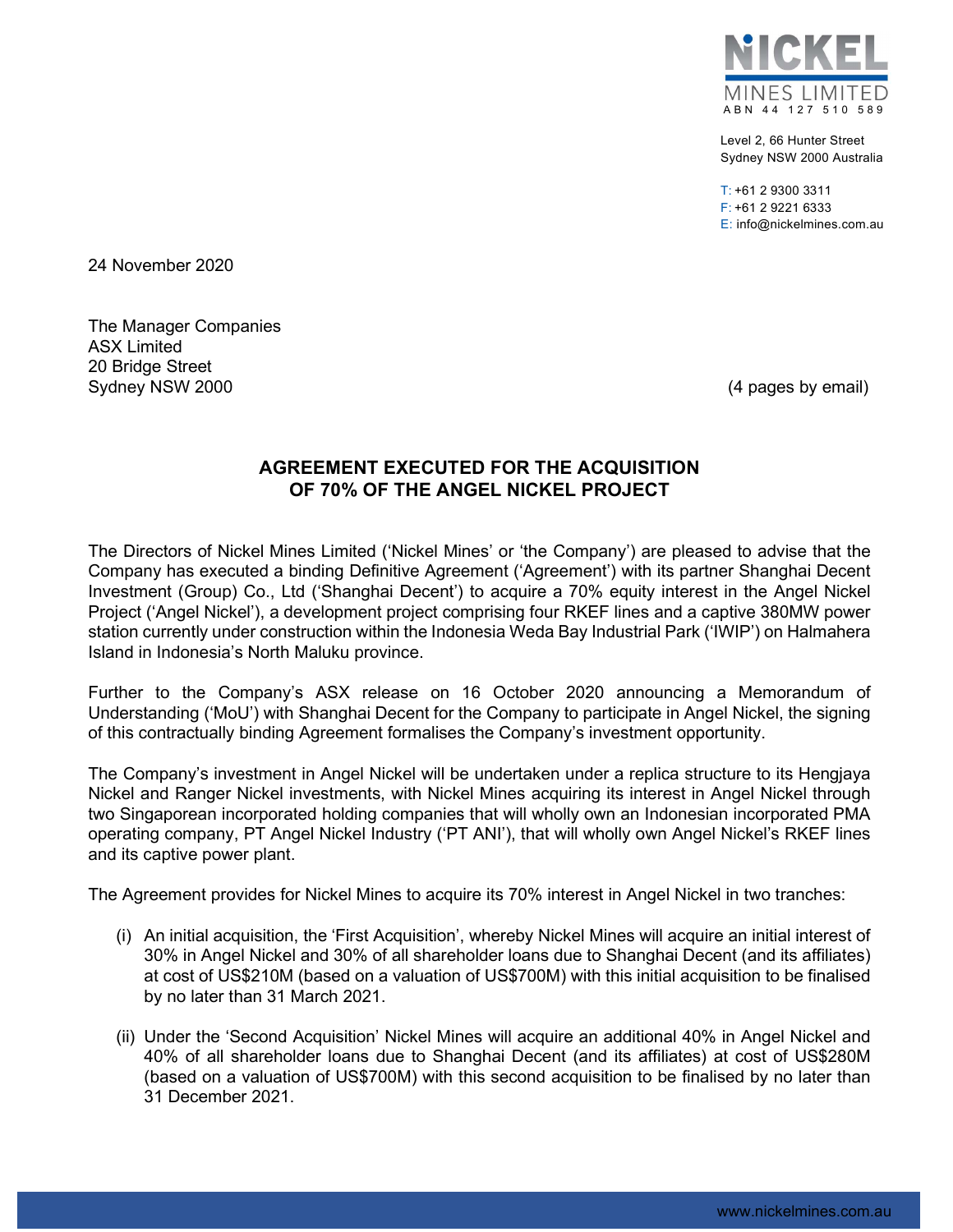NICKEL MINES LIMITED
ABN 44 127 510 589

Level 2, 66 Hunter Street
Sydney NSW 2000 Australia

T: +61 2 9300 3311
F: +61 2 9221 6333
E: info@nickelmines.com.au

24 November 2020

The Manager Companies
ASX Limited
20 Bridge Street
Sydney NSW 2000

(4 pages by email)

## AGREEMENT EXECUTED FOR THE ACQUISITION OF 70% OF THE ANGEL NICKEL PROJECT

The Directors of Nickel Mines Limited ('Nickel Mines' or 'the Company') are pleased to advise that the Company has executed a binding Definitive Agreement ('Agreement') with its partner Shanghai Decent Investment (Group) Co., Ltd ('Shanghai Decent') to acquire a 70% equity interest in the Angel Nickel Project ('Angel Nickel'), a development project comprising four RKEF lines and a captive 380MW power station currently under construction within the Indonesia Weda Bay Industrial Park ('IWIP') on Halmahera Island in Indonesia's North Maluku province.

Further to the Company's ASX release on 16 October 2020 announcing a Memorandum of Understanding ('MoU') with Shanghai Decent for the Company to participate in Angel Nickel, the signing of this contractually binding Agreement formalises the Company's investment opportunity.

The Company's investment in Angel Nickel will be undertaken under a replica structure to its Hengjaya Nickel and Ranger Nickel investments, with Nickel Mines acquiring its interest in Angel Nickel through two Singaporean incorporated holding companies that will wholly own an Indonesian incorporated PMA operating company, PT Angel Nickel Industry ('PT ANI'), that will wholly own Angel Nickel's RKEF lines and its captive power plant.

The Agreement provides for Nickel Mines to acquire its 70% interest in Angel Nickel in two tranches:

(i) An initial acquisition, the 'First Acquisition', whereby Nickel Mines will acquire an initial interest of 30% in Angel Nickel and 30% of all shareholder loans due to Shanghai Decent (and its affiliates) at cost of US$210M (based on a valuation of US$700M) with this initial acquisition to be finalised by no later than 31 March 2021.

(ii) Under the 'Second Acquisition' Nickel Mines will acquire an additional 40% in Angel Nickel and 40% of all shareholder loans due to Shanghai Decent (and its affiliates) at cost of US$280M (based on a valuation of US$700M) with this second acquisition to be finalised by no later than 31 December 2021.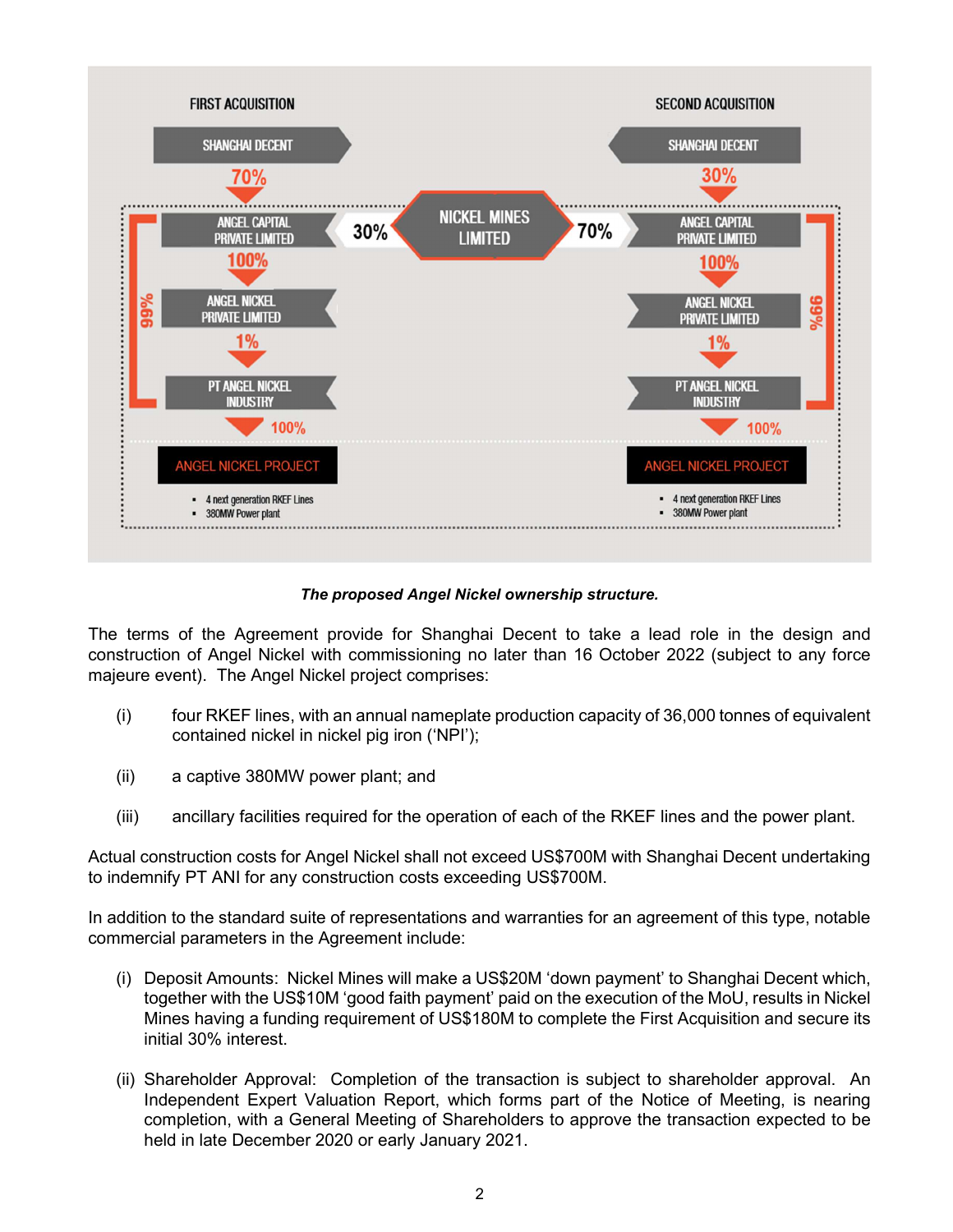FIRST ACQUISITION

SHANGHAI DECENT

70%

ANGEL CAPITAL PRIVATE LIMITED

100%

ANGEL NICKEL PRIVATE LIMITED

1%

PT ANGEL NICKEL INDUSTRY

99%

100%

ANGEL NICKEL PROJECT

- 4 next generation RKEF Lines
- 380MW Power plant

30% NICKEL MINES LIMITED 70%

SECOND ACQUISITION

SHANGHAI DECENT

30%

ANGEL CAPITAL PRIVATE LIMITED

100%

ANGEL NICKEL PRIVATE LIMITED

1%

PT ANGEL NICKEL INDUSTRY

99%

100%

ANGEL NICKEL PROJECT

- 4 next generation RKEF Lines
- 380MW Power plant

***The proposed Angel Nickel ownership structure.***

The terms of the Agreement provide for Shanghai Decent to take a lead role in the design and construction of Angel Nickel with commissioning no later than 16 October 2022 (subject to any force majeure event). The Angel Nickel project comprises:

(i) four RKEF lines, with an annual nameplate production capacity of 36,000 tonnes of equivalent contained nickel in nickel pig iron ('NPI');

(ii) a captive 380MW power plant; and

(iii) ancillary facilities required for the operation of each of the RKEF lines and the power plant.

Actual construction costs for Angel Nickel shall not exceed US$700M with Shanghai Decent undertaking to indemnify PT ANI for any construction costs exceeding US$700M.

In addition to the standard suite of representations and warranties for an agreement of this type, notable commercial parameters in the Agreement include:

(i) Deposit Amounts: Nickel Mines will make a US$20M 'down payment' to Shanghai Decent which, together with the US$10M 'good faith payment' paid on the execution of the MoU, results in Nickel Mines having a funding requirement of US$180M to complete the First Acquisition and secure its initial 30% interest.

(ii) Shareholder Approval: Completion of the transaction is subject to shareholder approval. An Independent Expert Valuation Report, which forms part of the Notice of Meeting, is nearing completion, with a General Meeting of Shareholders to approve the transaction expected to be held in late December 2020 or early January 2021.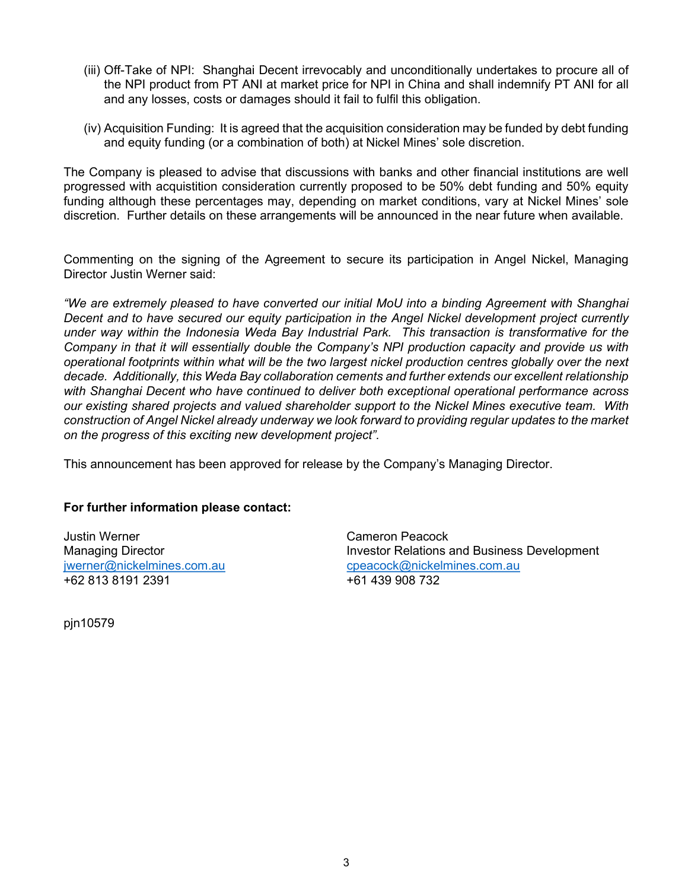(iii) Off-Take of NPI: Shanghai Decent irrevocably and unconditionally undertakes to procure all of the NPI product from PT ANI at market price for NPI in China and shall indemnify PT ANI for all and any losses, costs or damages should it fail to fulfil this obligation.

(iv) Acquisition Funding: It is agreed that the acquisition consideration may be funded by debt funding and equity funding (or a combination of both) at Nickel Mines' sole discretion.

The Company is pleased to advise that discussions with banks and other financial institutions are well progressed with acquistition consideration currently proposed to be 50% debt funding and 50% equity funding although these percentages may, depending on market conditions, vary at Nickel Mines' sole discretion. Further details on these arrangements will be announced in the near future when available.

Commenting on the signing of the Agreement to secure its participation in Angel Nickel, Managing Director Justin Werner said:

*"We are extremely pleased to have converted our initial MoU into a binding Agreement with Shanghai Decent and to have secured our equity participation in the Angel Nickel development project currently under way within the Indonesia Weda Bay Industrial Park. This transaction is transformative for the Company in that it will essentially double the Company's NPI production capacity and provide us with operational footprints within what will be the two largest nickel production centres globally over the next decade. Additionally, this Weda Bay collaboration cements and further extends our excellent relationship with Shanghai Decent who have continued to deliver both exceptional operational performance across our existing shared projects and valued shareholder support to the Nickel Mines executive team. With construction of Angel Nickel already underway we look forward to providing regular updates to the market on the progress of this exciting new development project".*

This announcement has been approved for release by the Company's Managing Director.

**For further information please contact:**

Justin Werner
Managing Director
jwerner@nickelmines.com.au
+62 813 8191 2391

Cameron Peacock
Investor Relations and Business Development
cpeacock@nickelmines.com.au
+61 439 908 732

pjn10579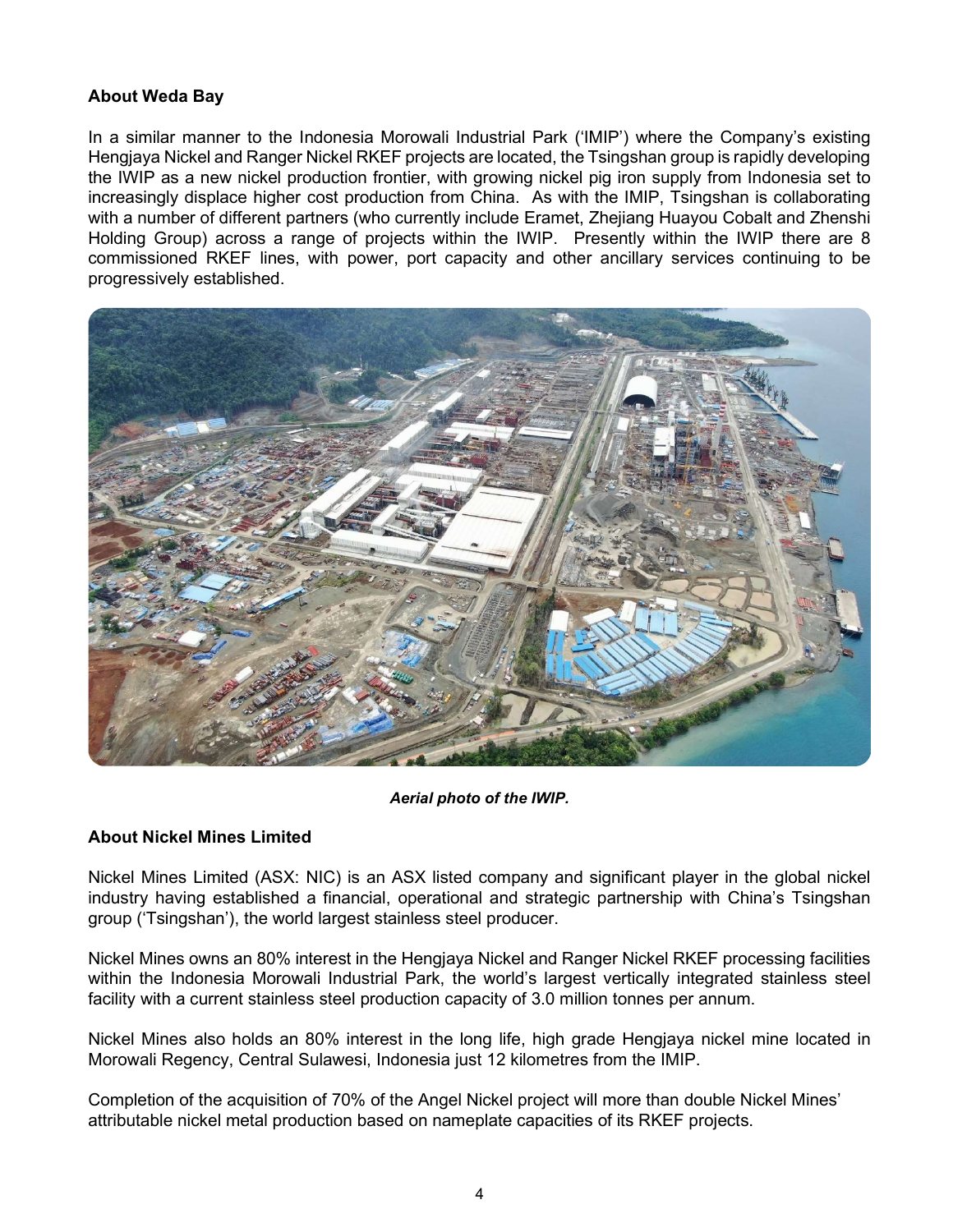**About Weda Bay**

In a similar manner to the Indonesia Morowali Industrial Park ('IMIP') where the Company's existing Hengjaya Nickel and Ranger Nickel RKEF projects are located, the Tsingshan group is rapidly developing the IWIP as a new nickel production frontier, with growing nickel pig iron supply from Indonesia set to increasingly displace higher cost production from China. As with the IMIP, Tsingshan is collaborating with a number of different partners (who currently include Eramet, Zhejiang Huayou Cobalt and Zhenshi Holding Group) across a range of projects within the IWIP. Presently within the IWIP there are 8 commissioned RKEF lines, with power, port capacity and other ancillary services continuing to be progressively established.

***Aerial photo of the IWIP.***

**About Nickel Mines Limited**

Nickel Mines Limited (ASX: NIC) is an ASX listed company and significant player in the global nickel industry having established a financial, operational and strategic partnership with China's Tsingshan group ('Tsingshan'), the world largest stainless steel producer.

Nickel Mines owns an 80% interest in the Hengjaya Nickel and Ranger Nickel RKEF processing facilities within the Indonesia Morowali Industrial Park, the world's largest vertically integrated stainless steel facility with a current stainless steel production capacity of 3.0 million tonnes per annum.

Nickel Mines also holds an 80% interest in the long life, high grade Hengjaya nickel mine located in Morowali Regency, Central Sulawesi, Indonesia just 12 kilometres from the IMIP.

Completion of the acquisition of 70% of the Angel Nickel project will more than double Nickel Mines' attributable nickel metal production based on nameplate capacities of its RKEF projects.